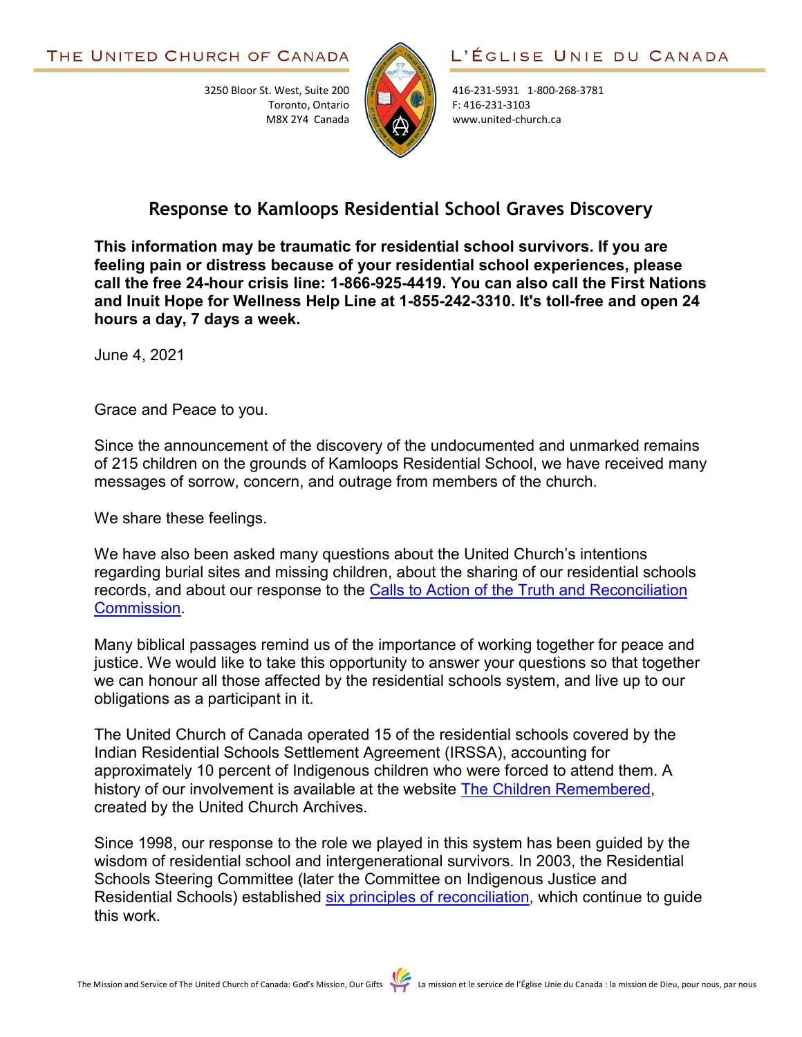THE UNITED CHURCH OF CANADA

3250 Bloor St. West, Suite 200
Toronto, Ontario
M8X 2Y4 Canada

L'ÉGLISE UNIE DU CANADA

416-231-5931 1-800-268-3781
F: 416-231-3103
www.united-church.ca

## Response to Kamloops Residential School Graves Discovery

**This information may be traumatic for residential school survivors. If you are feeling pain or distress because of your residential school experiences, please call the free 24-hour crisis line: 1-866-925-4419. You can also call the First Nations and Inuit Hope for Wellness Help Line at 1-855-242-3310. It's toll-free and open 24 hours a day, 7 days a week.**

June 4, 2021

Grace and Peace to you.

Since the announcement of the discovery of the undocumented and unmarked remains of 215 children on the grounds of Kamloops Residential School, we have received many messages of sorrow, concern, and outrage from members of the church.

We share these feelings.

We have also been asked many questions about the United Church's intentions regarding burial sites and missing children, about the sharing of our residential schools records, and about our response to the Calls to Action of the Truth and Reconciliation Commission.

Many biblical passages remind us of the importance of working together for peace and justice. We would like to take this opportunity to answer your questions so that together we can honour all those affected by the residential schools system, and live up to our obligations as a participant in it.

The United Church of Canada operated 15 of the residential schools covered by the Indian Residential Schools Settlement Agreement (IRSSA), accounting for approximately 10 percent of Indigenous children who were forced to attend them. A history of our involvement is available at the website The Children Remembered, created by the United Church Archives.

Since 1998, our response to the role we played in this system has been guided by the wisdom of residential school and intergenerational survivors. In 2003, the Residential Schools Steering Committee (later the Committee on Indigenous Justice and Residential Schools) established six principles of reconciliation, which continue to guide this work.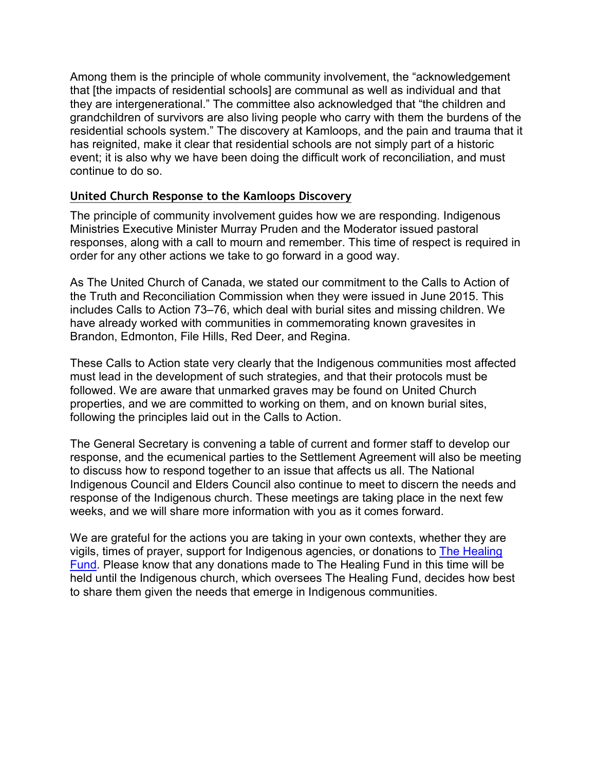Among them is the principle of whole community involvement, the "acknowledgement that [the impacts of residential schools] are communal as well as individual and that they are intergenerational." The committee also acknowledged that "the children and grandchildren of survivors are also living people who carry with them the burdens of the residential schools system." The discovery at Kamloops, and the pain and trauma that it has reignited, make it clear that residential schools are not simply part of a historic event; it is also why we have been doing the difficult work of reconciliation, and must continue to do so.

## United Church Response to the Kamloops Discovery

The principle of community involvement guides how we are responding. Indigenous Ministries Executive Minister Murray Pruden and the Moderator issued pastoral responses, along with a call to mourn and remember. This time of respect is required in order for any other actions we take to go forward in a good way.

As The United Church of Canada, we stated our commitment to the Calls to Action of the Truth and Reconciliation Commission when they were issued in June 2015. This includes Calls to Action 73–76, which deal with burial sites and missing children. We have already worked with communities in commemorating known gravesites in Brandon, Edmonton, File Hills, Red Deer, and Regina.

These Calls to Action state very clearly that the Indigenous communities most affected must lead in the development of such strategies, and that their protocols must be followed. We are aware that unmarked graves may be found on United Church properties, and we are committed to working on them, and on known burial sites, following the principles laid out in the Calls to Action.

The General Secretary is convening a table of current and former staff to develop our response, and the ecumenical parties to the Settlement Agreement will also be meeting to discuss how to respond together to an issue that affects us all. The National Indigenous Council and Elders Council also continue to meet to discern the needs and response of the Indigenous church. These meetings are taking place in the next few weeks, and we will share more information with you as it comes forward.

We are grateful for the actions you are taking in your own contexts, whether they are vigils, times of prayer, support for Indigenous agencies, or donations to The Healing Fund. Please know that any donations made to The Healing Fund in this time will be held until the Indigenous church, which oversees The Healing Fund, decides how best to share them given the needs that emerge in Indigenous communities.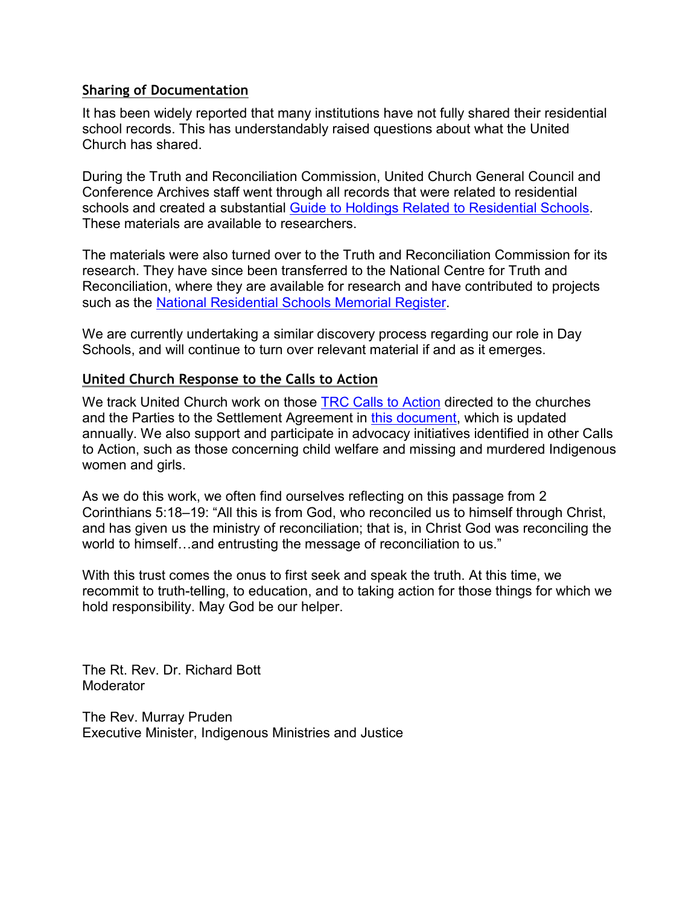## Sharing of Documentation

It has been widely reported that many institutions have not fully shared their residential school records. This has understandably raised questions about what the United Church has shared.

During the Truth and Reconciliation Commission, United Church General Council and Conference Archives staff went through all records that were related to residential schools and created a substantial Guide to Holdings Related to Residential Schools. These materials are available to researchers.

The materials were also turned over to the Truth and Reconciliation Commission for its research. They have since been transferred to the National Centre for Truth and Reconciliation, where they are available for research and have contributed to projects such as the National Residential Schools Memorial Register.

We are currently undertaking a similar discovery process regarding our role in Day Schools, and will continue to turn over relevant material if and as it emerges.

## United Church Response to the Calls to Action

We track United Church work on those TRC Calls to Action directed to the churches and the Parties to the Settlement Agreement in this document, which is updated annually. We also support and participate in advocacy initiatives identified in other Calls to Action, such as those concerning child welfare and missing and murdered Indigenous women and girls.

As we do this work, we often find ourselves reflecting on this passage from 2 Corinthians 5:18–19: "All this is from God, who reconciled us to himself through Christ, and has given us the ministry of reconciliation; that is, in Christ God was reconciling the world to himself…and entrusting the message of reconciliation to us."

With this trust comes the onus to first seek and speak the truth. At this time, we recommit to truth-telling, to education, and to taking action for those things for which we hold responsibility. May God be our helper.

The Rt. Rev. Dr. Richard Bott
Moderator

The Rev. Murray Pruden
Executive Minister, Indigenous Ministries and Justice